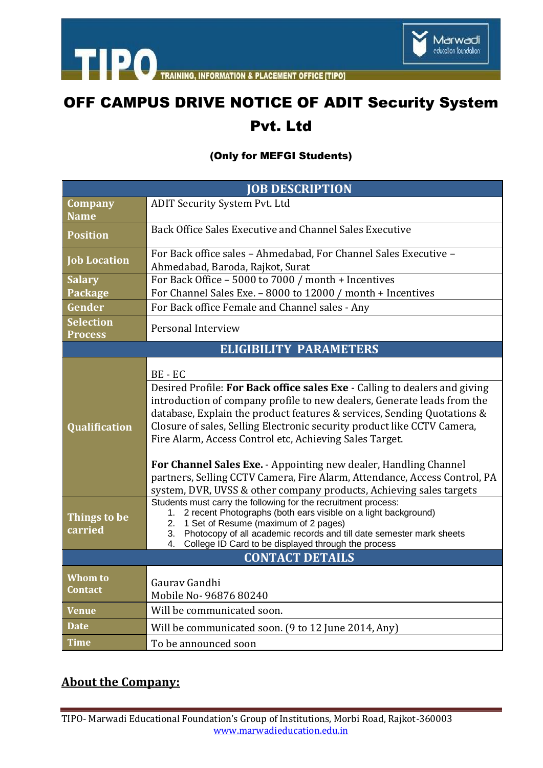# OFF CAMPUS DRIVE NOTICE OF ADIT Security System Pvt. Ltd

**(Only for MEFGI Students)**

| JOB DESCRIPTION | |
|---|---|
| **Company Name** | ADIT Security System Pvt. Ltd |
| **Position** | Back Office Sales Executive and Channel Sales Executive |
| **Job Location** | For Back office sales – Ahmedabad, For Channel Sales Executive – Ahmedabad, Baroda, Rajkot, Surat |
| **Salary Package** | For Back Office – 5000 to 7000 / month + Incentives<br>For Channel Sales Exe. – 8000 to 12000 / month + Incentives |
| **Gender** | For Back office Female and Channel sales - Any |
| **Selection Process** | Personal Interview |
| **ELIGIBILITY PARAMETERS** | |
| **Qualification** | BE - EC<br>Desired Profile: **For Back office sales Exe** - Calling to dealers and giving introduction of company profile to new dealers, Generate leads from the database, Explain the product features & services, Sending Quotations & Closure of sales, Selling Electronic security product like CCTV Camera, Fire Alarm, Access Control etc, Achieving Sales Target.<br><br>**For Channel Sales Exe.** - Appointing new dealer, Handling Channel partners, Selling CCTV Camera, Fire Alarm, Attendance, Access Control, PA system, DVR, UVSS & other company products, Achieving sales targets |
| **Things to be carried** | Students must carry the following for the recruitment process:<br>1. 2 recent Photographs (both ears visible on a light background)<br>2. 1 Set of Resume (maximum of 2 pages)<br>3. Photocopy of all academic records and till date semester mark sheets<br>4. College ID Card to be displayed through the process |
| **CONTACT DETAILS** | |
| **Whom to Contact** | Gaurav Gandhi<br>Mobile No- 96876 80240 |
| **Venue** | Will be communicated soon. |
| **Date** | Will be communicated soon. (9 to 12 June 2014, Any) |
| **Time** | To be announced soon |

## About the Company: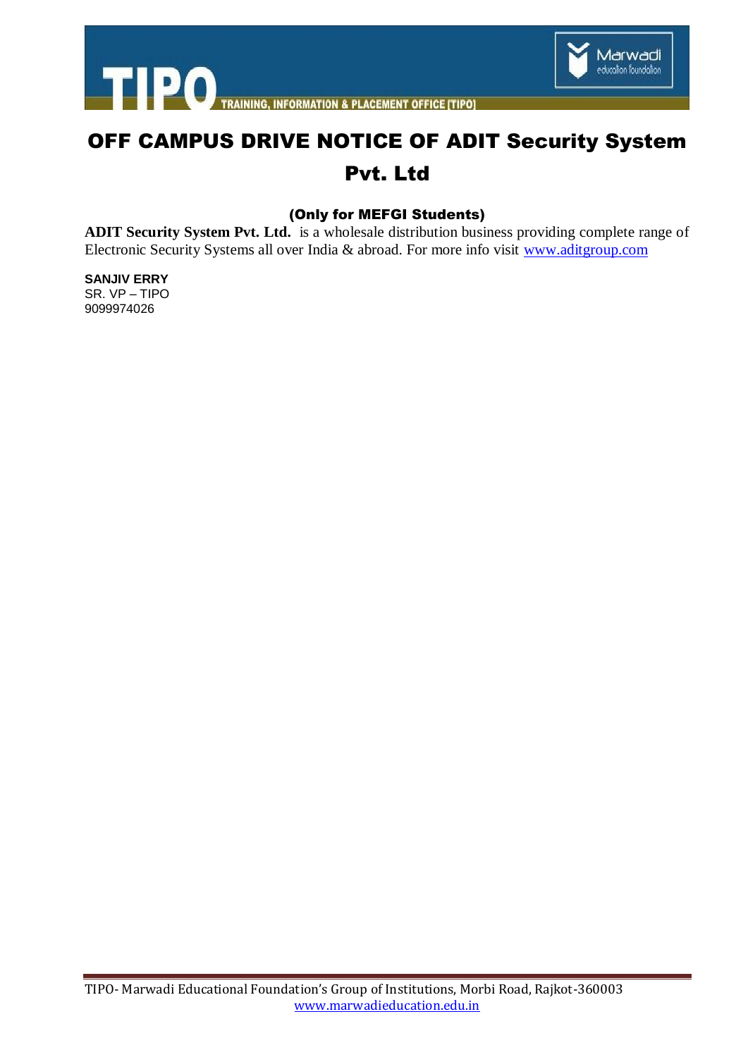# OFF CAMPUS DRIVE NOTICE OF ADIT Security System Pvt. Ltd

**(Only for MEFGI Students)**

**ADIT Security System Pvt. Ltd.** is a wholesale distribution business providing complete range of Electronic Security Systems all over India & abroad. For more info visit www.aditgroup.com

**SANJIV ERRY**
SR. VP – TIPO
9099974026